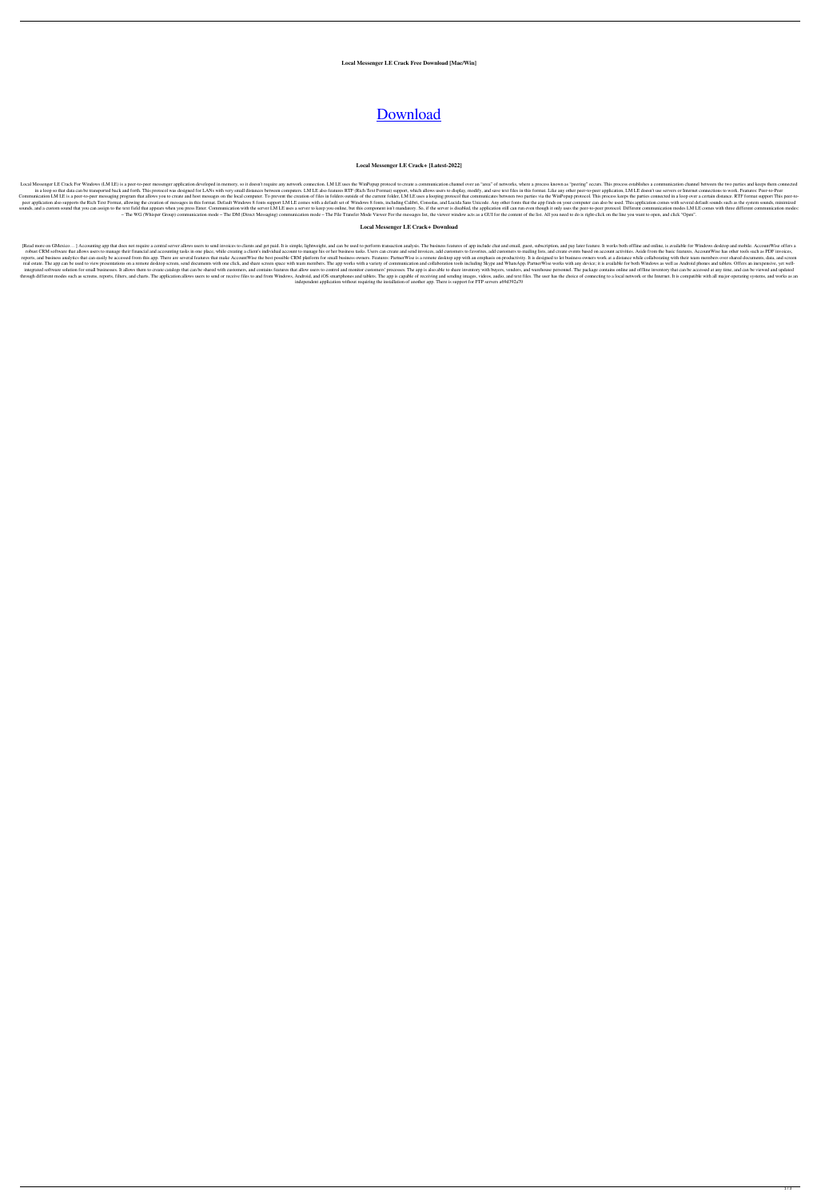**Local Messenger LE Crack Free Download [Mac/Win]**

# [Download](#)

**Local Messenger LE Crack+ [Latest-2022]**

Local Messenger LE Crack For Windows (LM LE) is a peer-to-peer messenger application developed in memory, so it doesn't require any network connection. LM LE uses the WinPopup protocol to create a communication channel over an "area" of networks, where a process known as "peering" occurs. This process establishes a communication channel between the two parties and keeps them connected in a loop so that data can be transported back and forth. This protocol was designed for LANs with very small distances between computers. LM LE also features RTF (Rich Text Format) support, which allows users to display, modify, and save text files in this format. Like any other peer-to-peer application, LM LE doesn't use servers or Internet connections to work. Features: Peer-to-Peer Communication LM LE is a peer-to-peer messaging program that allows you to create and host messages on the local computer. To prevent the creation of files in folders outside of the current folder, LM LE uses a looping protocol that communicates between two parties via the WinPopup protocol. This process keeps the parties connected in a loop over a certain distance. RTF format support This peer-to-peer application also supports the Rich Text Format, allowing the creation of messages in this format. Default Windows 8 fonts support LM LE comes with a default set of Windows 8 fonts, including Calibri, Consolas, and Lucida Sans Unicode. Any other fonts that the app finds on your computer can also be used. This application comes with several default sounds such as the system sounds, minimized sounds, and a custom sound that you can assign to the text field that appears when you press Enter. Communication with the server LM LE uses a server to keep you online, but this component isn't mandatory. So, if the server is disabled, the application still can run even though it only uses the peer-to-peer protocol. Different communication modes LM LE comes with three different communication modes: – The WG (Whisper Group) communication mode – The DM (Direct Messaging) communication mode – The File Transfer Mode Viewer For the messages list, the viewer window acts as a GUI for the content of the list. All you need to do is right-click on the line you want to open, and click "Open".

**Local Messenger LE Crack+ Download**

[Read more on GMexico… ] Accounting app that does not require a central server allows users to send invoices to clients and get paid. It is simple, lightweight, and can be used to perform transaction analysis. The business features of app include chat and email, guest, subscription, and pay later feature. It works both offline and online, is available for Windows desktop and mobile. AccountWise offers a robust CRM software that allows users to manage their financial and accounting tasks in one place, while creating a client's individual account to manage his or her business tasks. Users can create and send invoices, add customers to favorites, add customers to mailing lists, and create events based on account activities. Aside from the basic features, AccountWise has other tools such as PDF invoices, reports, and business analytics that can easily be accessed from this app. There are several features that make AccountWise the best possible CRM platform for small business owners. Features: PartnerWise is a remote desktop app with an emphasis on productivity. It is designed to let business owners work at a distance while collaborating with their team members over shared documents, data, and screen real estate. The app can be used to view presentations on a remote desktop screen, send documents with one click, and share screen space with team members. The app works with a variety of communication and collaboration tools including Skype and WhatsApp. PartnerWise works with any device; it is available for both Windows as well as Android phones and tablets. Offers an inexpensive, yet well-integrated software solution for small businesses. It allows them to create catalogs that can be shared with customers, and contains features that allow users to control and monitor customers' processes. The app is also able to share inventory with buyers, vendors, and warehouse personnel. The package contains online and offline inventory that can be accessed at any time, and can be viewed and updated through different modes such as screens, reports, filters, and charts. The application allows users to send or receive files to and from Windows, Android, and iOS smartphones and tablets. The app is capable of receiving and sending images, videos, audio, and text files. The user has the choice of connecting to a local network or the Internet. It is compatible with all major operating systems, and works as an independent application without requiring the installation of another app. There is support for FTP servers a69d392a70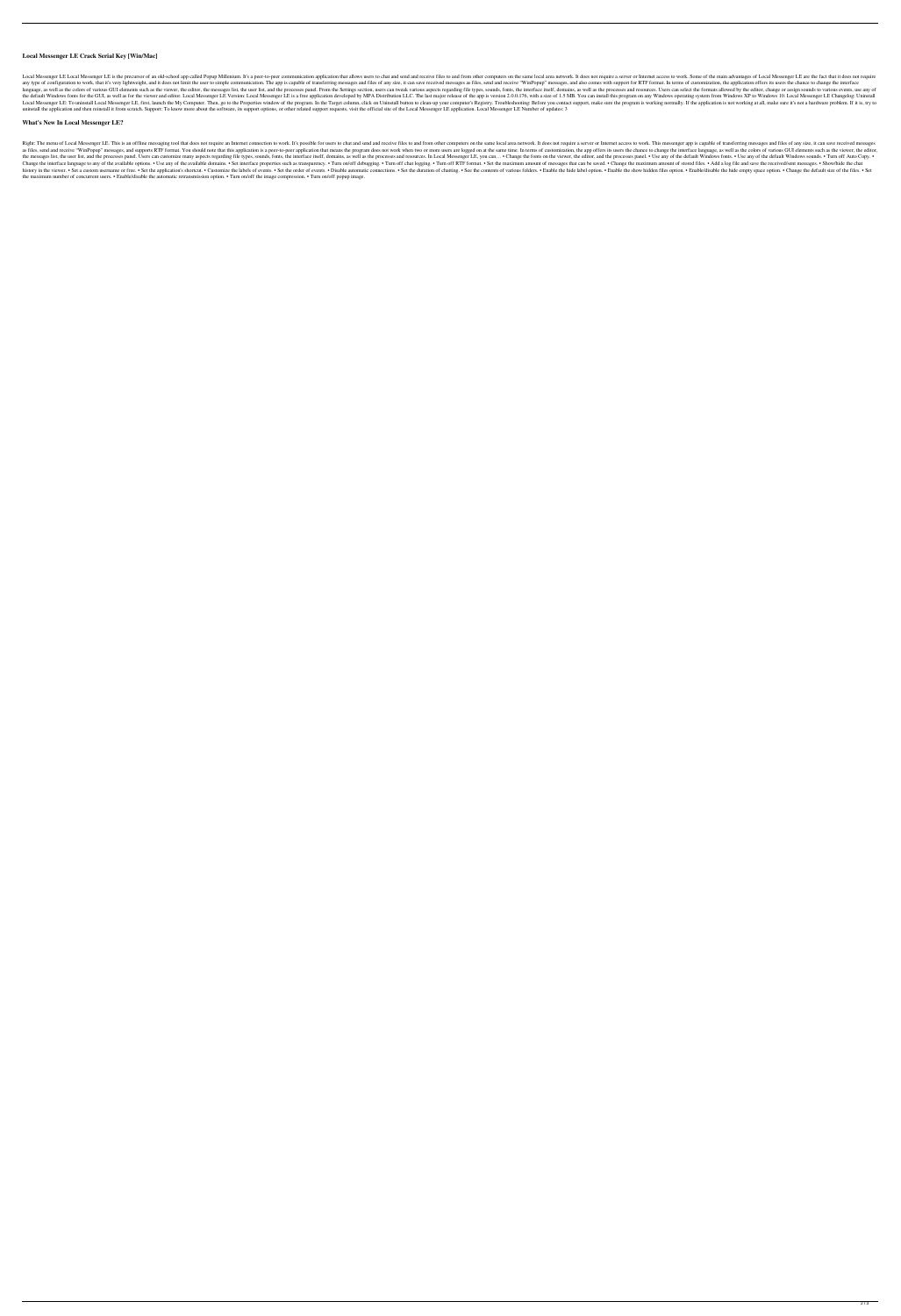### Local Messenger LE Crack Serial Key [Win/Mac]

Local Messenger LE Local Messenger LE is the precursor of an old-school app called Popup Millenium. It's a peer-to-peer communication application that allows users to chat and send and receive files to and from other computers on the same local area network. It does not require a server or Internet access to work. Some of the main advantages of Local Messenger LE are the fact that it does not require any type of configuration to work, that it's very lightweight, and it does not limit the user to simple communication. The app is capable of transferring messages and files of any size, it can save received messages as files, send and receive "WinPopup" messages, and also comes with support for RTF format. In terms of customization, the application offers its users the chance to change the interface language, as well as the colors of various GUI elements such as the viewer, the editor, the messages list, the user list, and the processes panel. From the Settings section, users can tweak various aspects regarding file types, sounds, fonts, the interface itself, domains, as well as the processes and resources. Users can select the formats allowed by the editor, change or assign sounds to various events, use any of the default Windows fonts for the GUI, as well as for the viewer and editor. Local Messenger LE Version: Local Messenger LE is a free application developed by MPA Distribution LLC. The last major release of the app is version 2.03.176, with a size of 1.5 MB. You can install this program on any Windows operating system from Windows XP to Windows 10. Local Messenger LE Changelog: Uninstall Local Messenger LE: To uninstall Local Messenger LE, first, launch the My Computer. Then, go to the Properties window of the program. In the Target column, click on Uninstall button to clean-up your computer's Registry. Troubleshooting: Before you contact support, make sure the program is working normally. If the application is not working at all, make sure it's not a hardware problem. If it is, try to uninstall the application and then reinstall it from scratch. Support: To know more about the software, its support options, or other related support requests, visit the official site of the Local Messenger LE application. Local Messenger LE Number of updates: 3

### What's New In Local Messenger LE?

Right: The menu of Local Messenger LE. This is an offline messaging tool that does not require an Internet connection to work. It's possible for users to chat and send and receive files to and from other computers on the same local area network. It does not require a server or Internet access to work. This messenger app is capable of transferring messages and files of any size, it can save received messages as files, send and receive "WinPopup" messages, and supports RTF format. You should note that this application is a peer-to-peer application that means the program does not work when two or more users are logged on at the same time. In terms of customization, the app offers its users the chance to change the interface language, as well as the colors of various GUI elements such as the viewer, the editor, the messages list, the user list, and the processes panel. Users can customize many aspects regarding file types, sounds, fonts, the interface itself, domains, as well as the processes and resources. In Local Messenger LE, you can… • Change the fonts on the viewer, the editor, and the processes panel. • Use any of the default Windows fonts. • Use any of the default Windows sounds. • Turn off Auto Copy. • Change the interface language to any of the available options. • Use any of the available domains. • Set interface properties such as transparency. • Turn on/off debugging. • Turn off chat logging. • Turn off RTF format. • Set the maximum amount of messages that can be saved. • Change the maximum amount of stored files. • Add a log file and save the received/sent messages. • Show/hide the chat history in the viewer. • Set a custom username or free. • Set the application's shortcut. • Customize the labels of events. • Set the order of events. • Disable automatic connections. • Set the duration of chatting. • See the contents of various folders. • Enable the hide label option. • Enable the show hidden files option. • Enable/disable the hide empty space option. • Change the default size of the files. • Set the maximum number of concurrent users. • Enable/disable the automatic retransmission option. • Turn on/off the image compression. • Turn on/off popup image.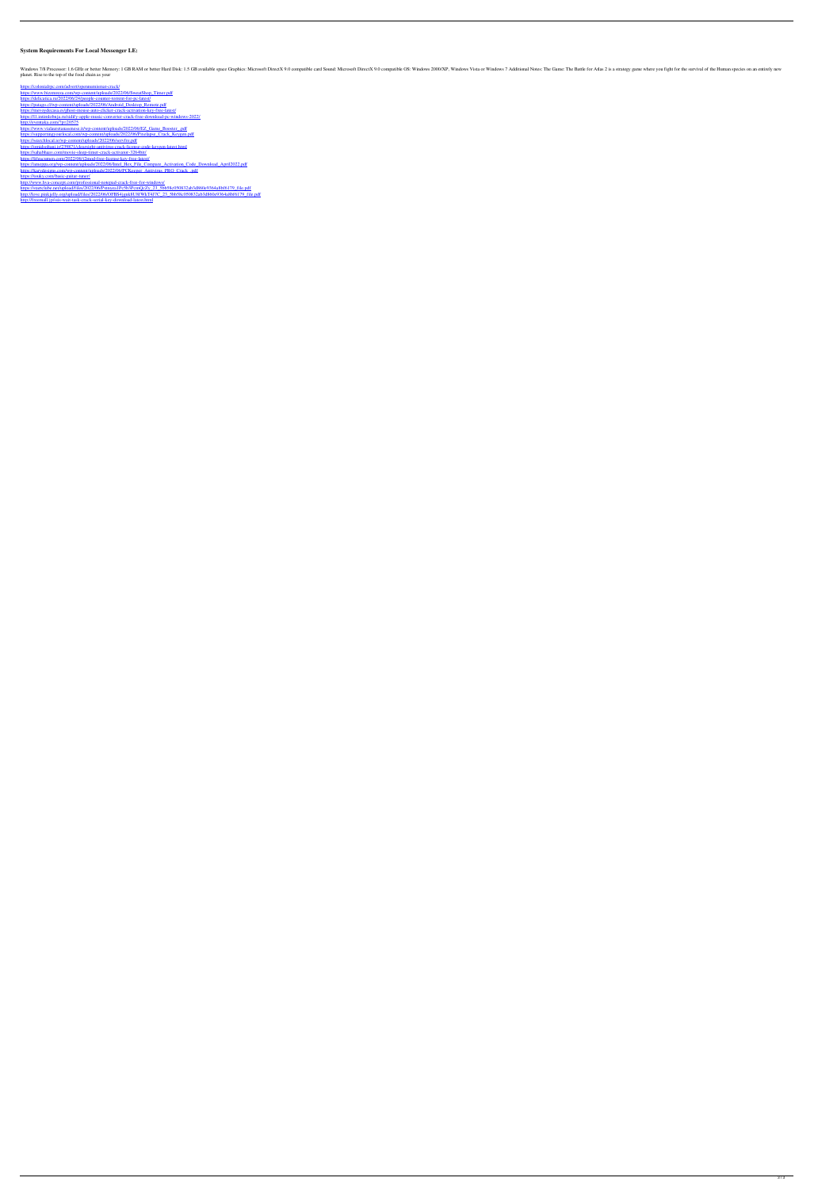## System Requirements For Local Messenger LE:

Windows 7/8 Processor: 1.6 GHz or better Memory: 1 GB RAM or better Hard Disk: 1.5 GB available space Graphics: Microsoft DirectX 9.0 compatible card Sound: Microsoft DirectX 9.0 compatible OS: Windows 2000/XP, Windows Vista or Windows 7 Additional Notes: The Game: The Battle for Atlas 2 is a strategy game where you fight for the survival of the Human species on an entirely new planet. Rise to the top of the food chain as your

https://colorbase.com/advert/openmemorisl-crack/
https://www.bizreunion.com/wp-content/uploads/2022/06/SwiftShop_Timer.pdf
https://delicatica.ru/2022/06/29/people-counter-torrent-for-pc-latest/
https://pzuniaes.cl/wp-content/uploads/2022/06/Android_Desktop_Remote.pdf
https://nuevosdecorados.es/ghost-mouse-auto-clicker-crack-activation-key-free-latest/
https://01.amimdelhuja.ru/ashly-apple-music-converter-crack-free-download-pc-windows-2022/
http://sowmaka.com/?p=20575
https://www.vialauretanasenese.it/wp-content/uploads/2022/06/EZ_Game_Booster_.pdf
https://supportingyourlocal.com/wp-content/uploads/2022/06/Puzlapse_Crack_Keygen.pdf
https://searchlocal.ie/wp-content/uploads/2022/06/savfre.pdf
https://smiledeshani.it/2398713/deusight-antivirus-crack-license-code-keygen-latest.html
https://sahabhaav.com/movie-sleep-timer-crack-activator-3264bit/
https://lifesoumen.com/2022/06/12mnd-free-license-key-free-latest/
https://amegaou.org/wp-content/uploads/2022/06/Intel_Hex_File_Compare_Activation_Code_Download_April2022.pdf
https://keyvidesigns.com/wp-content/uploads/2022/06/PCKeeper_Antivirus_PRO_Crack_.pdf
https://touky.com/basic-guitar-tuner/
http://www.bva-concept.com/professional-notepad-crack-free-for-windows/
https://startclube.net/upload/files/2022/06/PsmsmuIPc9b3PcmQcZV_23_5bb58c050832ab3d860e9364a8bf6179_file.pdf
http://love.pinkjelly.org/upload/files/2022/06/OFBS4jpnk8UWWkT4F7C_23_5bb58c050832ab3d860e9364a8bf6179_file.pdf
http://fotemall.jp/oats-wait-task-crack-serial-key-download-latest.html